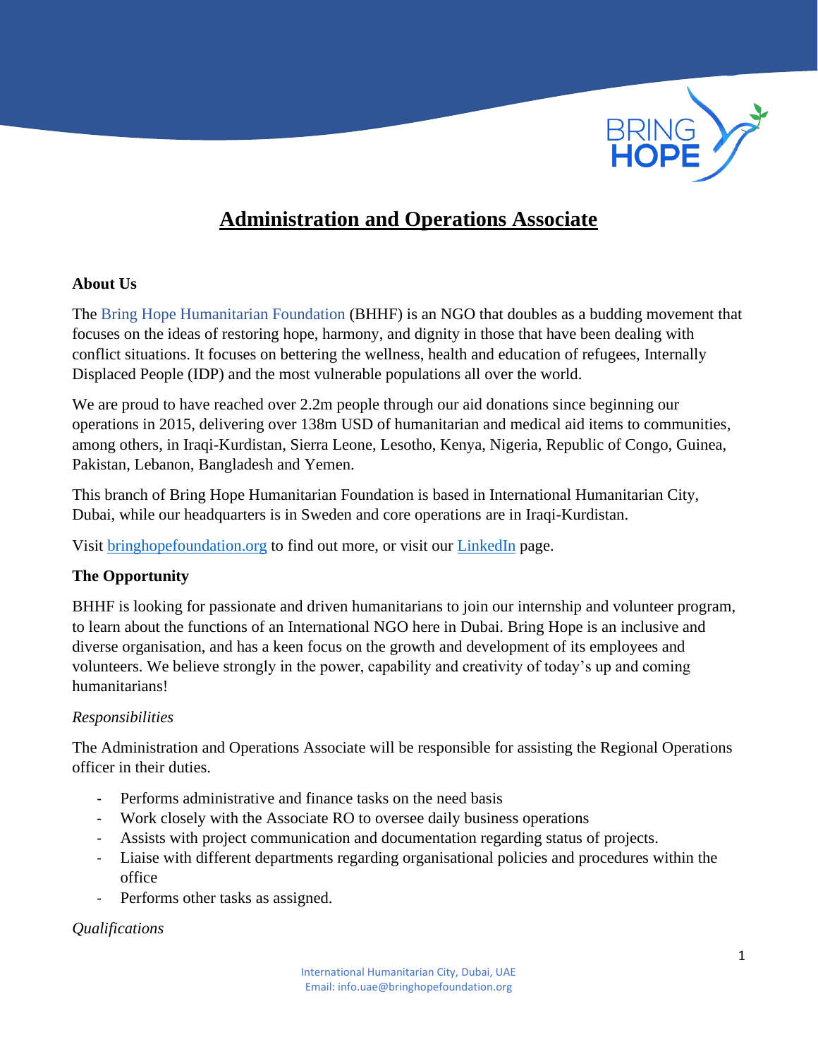# Administration and Operations Associate

**About Us**

The Bring Hope Humanitarian Foundation (BHHF) is an NGO that doubles as a budding movement that focuses on the ideas of restoring hope, harmony, and dignity in those that have been dealing with conflict situations. It focuses on bettering the wellness, health and education of refugees, Internally Displaced People (IDP) and the most vulnerable populations all over the world.

We are proud to have reached over 2.2m people through our aid donations since beginning our operations in 2015, delivering over 138m USD of humanitarian and medical aid items to communities, among others, in Iraqi-Kurdistan, Sierra Leone, Lesotho, Kenya, Nigeria, Republic of Congo, Guinea, Pakistan, Lebanon, Bangladesh and Yemen.

This branch of Bring Hope Humanitarian Foundation is based in International Humanitarian City, Dubai, while our headquarters is in Sweden and core operations are in Iraqi-Kurdistan.

Visit [bringhopefoundation.org](bringhopefoundation.org) to find out more, or visit our LinkedIn page.

**The Opportunity**

BHHF is looking for passionate and driven humanitarians to join our internship and volunteer program, to learn about the functions of an International NGO here in Dubai. Bring Hope is an inclusive and diverse organisation, and has a keen focus on the growth and development of its employees and volunteers. We believe strongly in the power, capability and creativity of today's up and coming humanitarians!

*Responsibilities*

The Administration and Operations Associate will be responsible for assisting the Regional Operations officer in their duties.

- Performs administrative and finance tasks on the need basis
- Work closely with the Associate RO to oversee daily business operations
- Assists with project communication and documentation regarding status of projects.
- Liaise with different departments regarding organisational policies and procedures within the office
- Performs other tasks as assigned.

*Qualifications*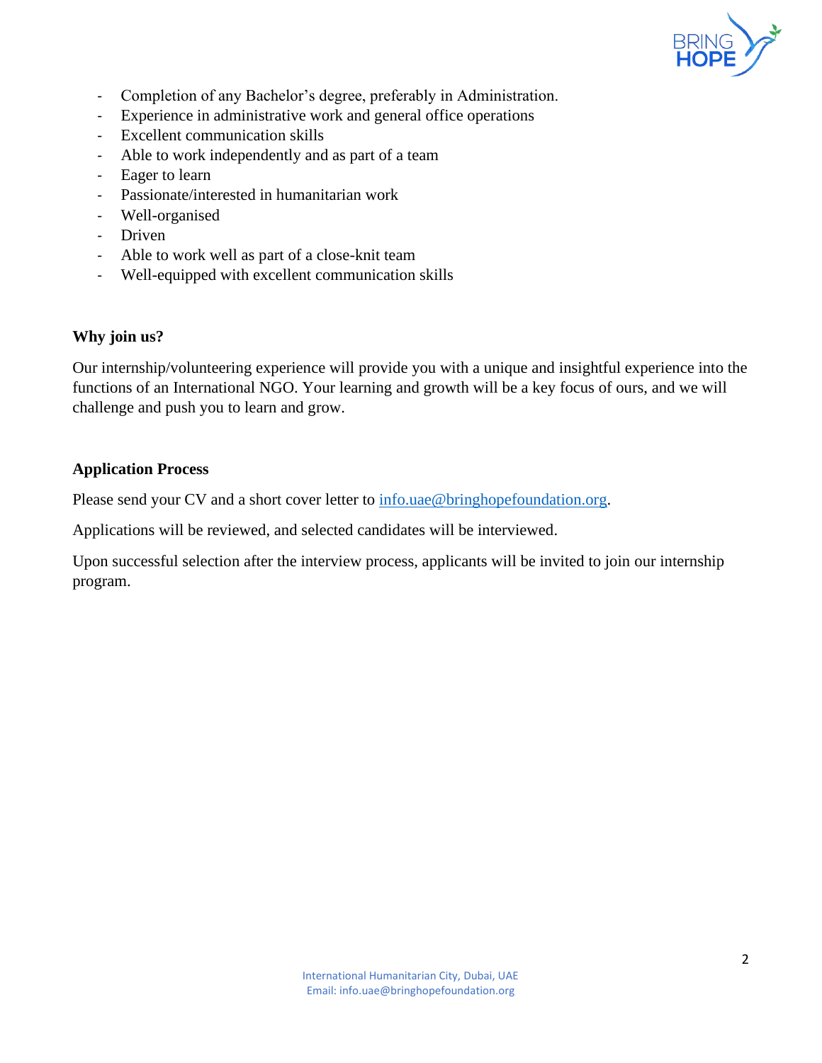- Completion of any Bachelor's degree, preferably in Administration.
- Experience in administrative work and general office operations
- Excellent communication skills
- Able to work independently and as part of a team
- Eager to learn
- Passionate/interested in humanitarian work
- Well-organised
- Driven
- Able to work well as part of a close-knit team
- Well-equipped with excellent communication skills

**Why join us?**

Our internship/volunteering experience will provide you with a unique and insightful experience into the functions of an International NGO. Your learning and growth will be a key focus of ours, and we will challenge and push you to learn and grow.

**Application Process**

Please send your CV and a short cover letter to info.uae@bringhopefoundation.org.

Applications will be reviewed, and selected candidates will be interviewed.

Upon successful selection after the interview process, applicants will be invited to join our internship program.